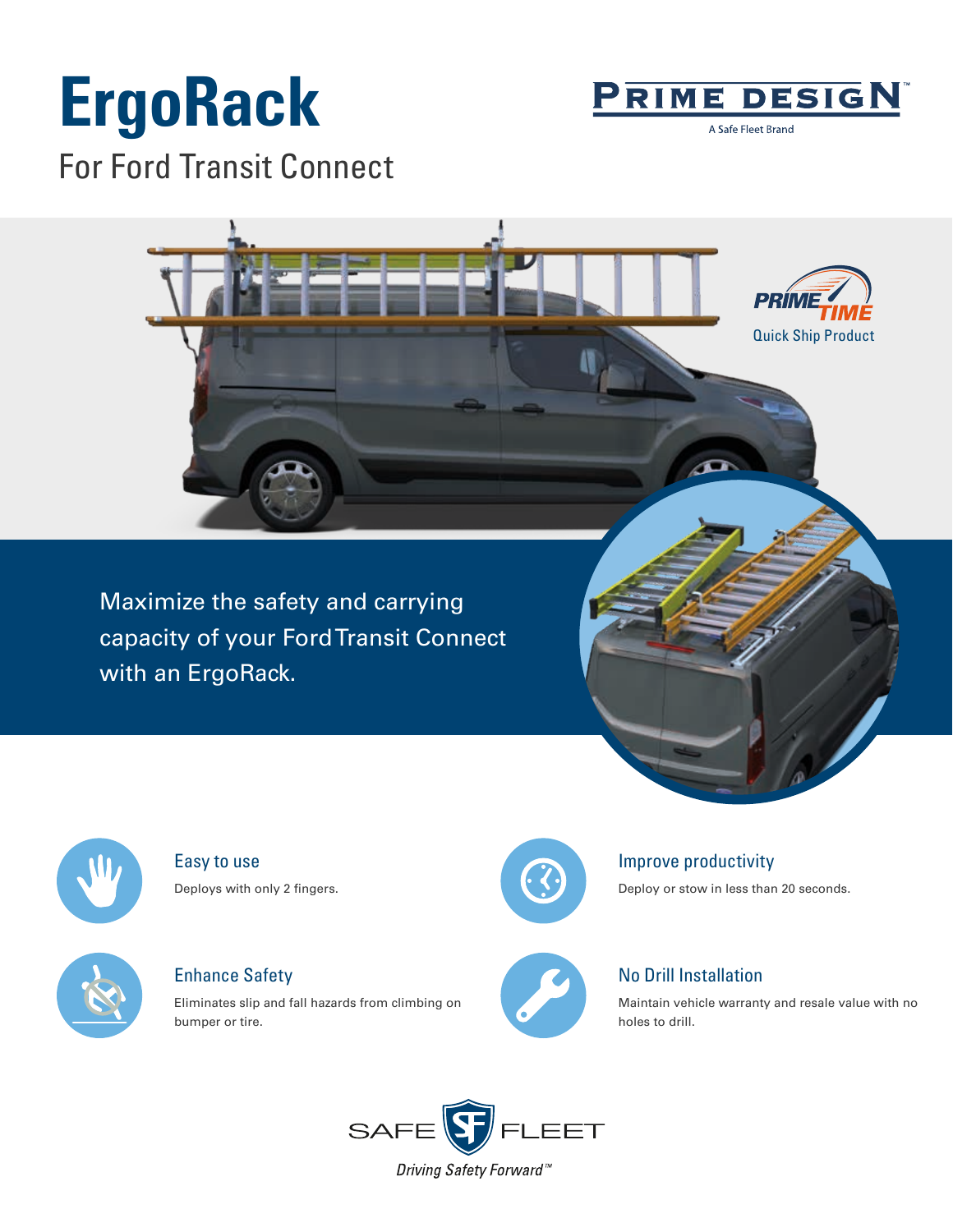# ErgoRack

## For Ford Transit Connect

PRIME DESIGN™
A Safe Fleet Brand

PRIME TIME
Quick Ship Product

Maximize the safety and carrying capacity of your Ford Transit Connect with an ErgoRack.

### Easy to use

Deploys with only 2 fingers.

### Improve productivity

Deploy or stow in less than 20 seconds.

### Enhance Safety

Eliminates slip and fall hazards from climbing on bumper or tire.

### No Drill Installation

Maintain vehicle warranty and resale value with no holes to drill.

SAFE FLEET
*Driving Safety Forward™*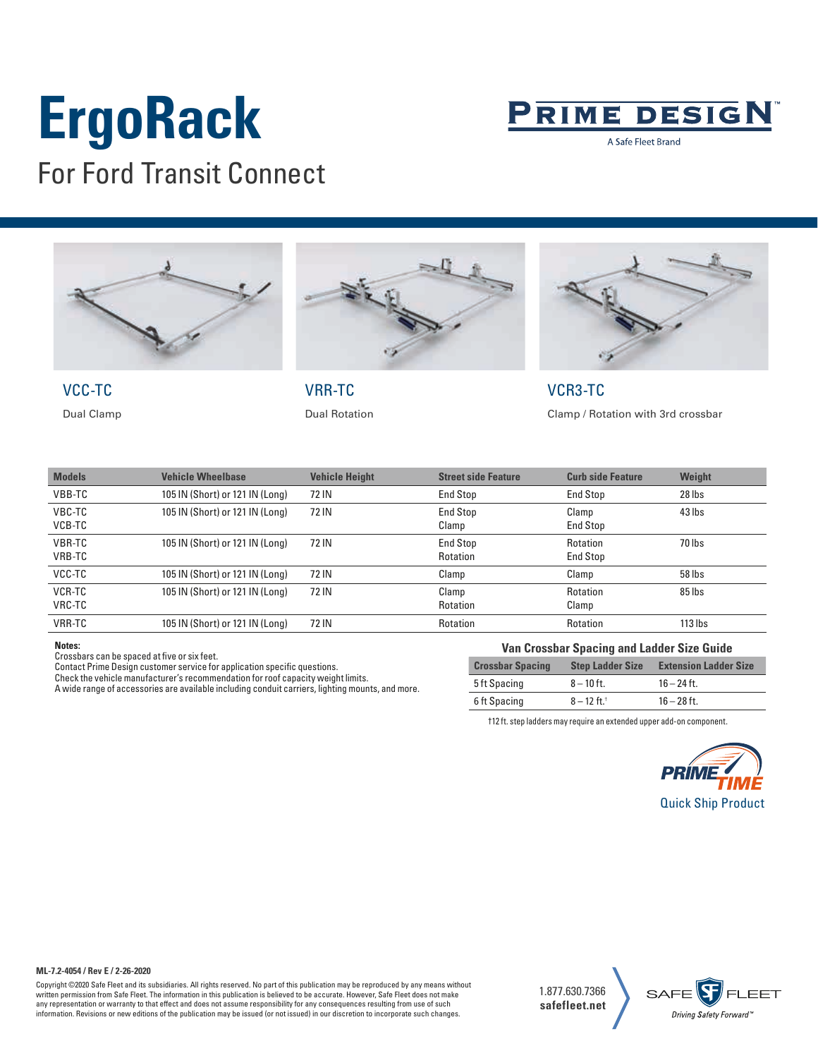# ErgoRack

## For Ford Transit Connect

PRIME DESIGN
A Safe Fleet Brand

VCC-TC
Dual Clamp

VRR-TC
Dual Rotation

VCR3-TC
Clamp / Rotation with 3rd crossbar

| Models | Vehicle Wheelbase | Vehicle Height | Street side Feature | Curb side Feature | Weight |
|---|---|---|---|---|---|
| VBB-TC | 105 IN (Short) or 121 IN (Long) | 72 IN | End Stop | End Stop | 28 lbs |
| VBC-TC<br>VCB-TC | 105 IN (Short) or 121 IN (Long) | 72 IN | End Stop<br>Clamp | Clamp<br>End Stop | 43 lbs |
| VBR-TC<br>VRB-TC | 105 IN (Short) or 121 IN (Long) | 72 IN | End Stop<br>Rotation | Rotation<br>End Stop | 70 lbs |
| VCC-TC | 105 IN (Short) or 121 IN (Long) | 72 IN | Clamp | Clamp | 58 lbs |
| VCR-TC<br>VRC-TC | 105 IN (Short) or 121 IN (Long) | 72 IN | Clamp<br>Rotation | Rotation<br>Clamp | 85 lbs |
| VRR-TC | 105 IN (Short) or 121 IN (Long) | 72 IN | Rotation | Rotation | 113 lbs |

**Notes:**
Crossbars can be spaced at five or six feet.
Contact Prime Design customer service for application specific questions.
Check the vehicle manufacturer's recommendation for roof capacity weight limits.
A wide range of accessories are available including conduit carriers, lighting mounts, and more.

**Van Crossbar Spacing and Ladder Size Guide**

| Crossbar Spacing | Step Ladder Size | Extension Ladder Size |
|---|---|---|
| 5 ft Spacing | 8 – 10 ft. | 16 – 24 ft. |
| 6 ft Spacing | 8 – 12 ft.† | 16 – 28 ft. |

†12 ft. step ladders may require an extended upper add-on component.

PRIME TIME
Quick Ship Product

**ML-7.2-4054 / Rev E / 2-26-2020**

Copyright ©2020 Safe Fleet and its subsidiaries. All rights reserved. No part of this publication may be reproduced by any means without written permission from Safe Fleet. The information in this publication is believed to be accurate. However, Safe Fleet does not make any representation or warranty to that effect and does not assume responsibility for any consequences resulting from use of such information. Revisions or new editions of the publication may be issued (or not issued) in our discretion to incorporate such changes.

1.877.630.7366
**safefleet.net**

SAFE FLEET
*Driving Safety Forward™*